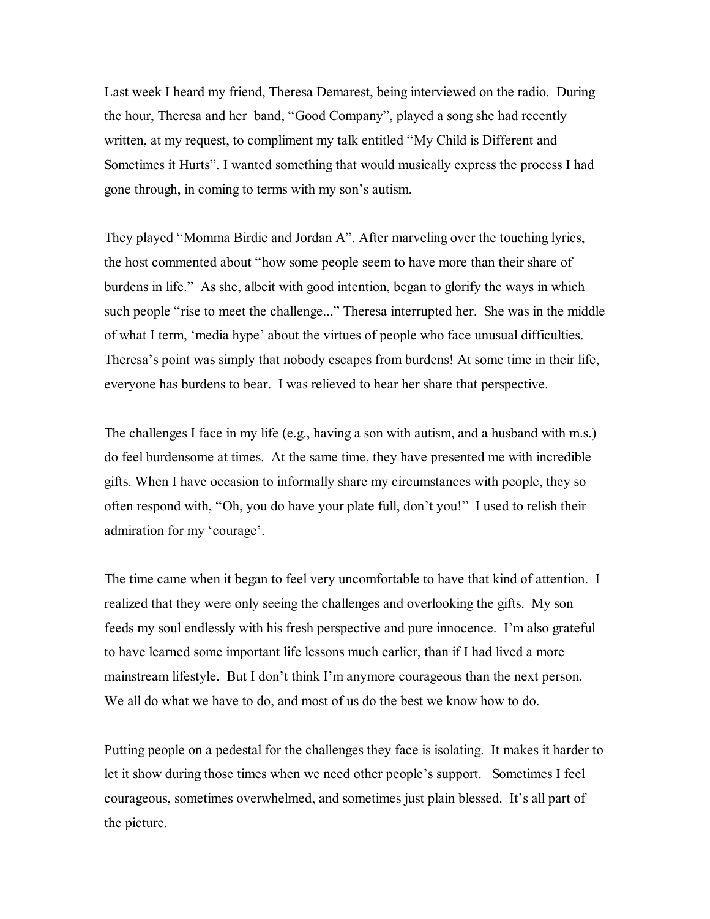Last week I heard my friend, Theresa Demarest, being interviewed on the radio. During the hour, Theresa and her band, “Good Company”, played a song she had recently written, at my request, to compliment my talk entitled “My Child is Different and Sometimes it Hurts”. I wanted something that would musically express the process I had gone through, in coming to terms with my son’s autism.

They played “Momma Birdie and Jordan A”. After marveling over the touching lyrics, the host commented about “how some people seem to have more than their share of burdens in life.” As she, albeit with good intention, began to glorify the ways in which such people “rise to meet the challenge..,” Theresa interrupted her. She was in the middle of what I term, ‘media hype’ about the virtues of people who face unusual difficulties. Theresa’s point was simply that nobody escapes from burdens! At some time in their life, everyone has burdens to bear. I was relieved to hear her share that perspective.

The challenges I face in my life (e.g., having a son with autism, and a husband with m.s.) do feel burdensome at times. At the same time, they have presented me with incredible gifts. When I have occasion to informally share my circumstances with people, they so often respond with, “Oh, you do have your plate full, don’t you!” I used to relish their admiration for my ‘courage’.

The time came when it began to feel very uncomfortable to have that kind of attention. I realized that they were only seeing the challenges and overlooking the gifts. My son feeds my soul endlessly with his fresh perspective and pure innocence. I’m also grateful to have learned some important life lessons much earlier, than if I had lived a more mainstream lifestyle. But I don’t think I’m anymore courageous than the next person. We all do what we have to do, and most of us do the best we know how to do.

Putting people on a pedestal for the challenges they face is isolating. It makes it harder to let it show during those times when we need other people’s support. Sometimes I feel courageous, sometimes overwhelmed, and sometimes just plain blessed. It’s all part of the picture.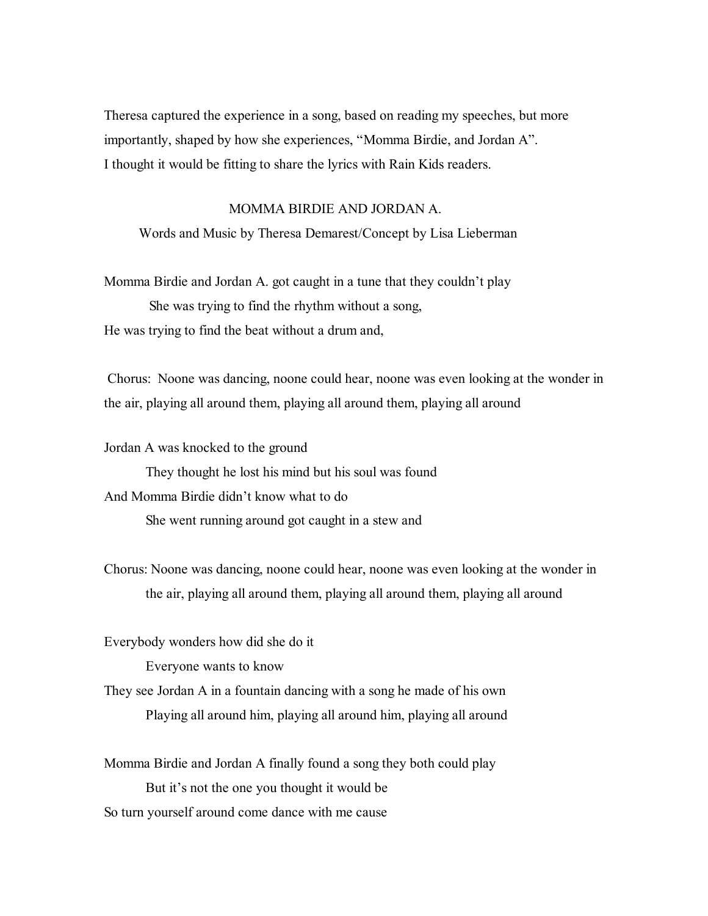Theresa captured the experience in a song, based on reading my speeches, but more importantly, shaped by how she experiences, "Momma Birdie, and Jordan A".
I thought it would be fitting to share the lyrics with Rain Kids readers.

## MOMMA BIRDIE AND JORDAN A.

Words and Music by Theresa Demarest/Concept by Lisa Lieberman

Momma Birdie and Jordan A. got caught in a tune that they couldn't play
She was trying to find the rhythm without a song,
He was trying to find the beat without a drum and,

Chorus: Noone was dancing, noone could hear, noone was even looking at the wonder in the air, playing all around them, playing all around them, playing all around

Jordan A was knocked to the ground
They thought he lost his mind but his soul was found
And Momma Birdie didn't know what to do
She went running around got caught in a stew and

Chorus: Noone was dancing, noone could hear, noone was even looking at the wonder in the air, playing all around them, playing all around them, playing all around

Everybody wonders how did she do it
Everyone wants to know
They see Jordan A in a fountain dancing with a song he made of his own
Playing all around him, playing all around him, playing all around

Momma Birdie and Jordan A finally found a song they both could play
But it's not the one you thought it would be
So turn yourself around come dance with me cause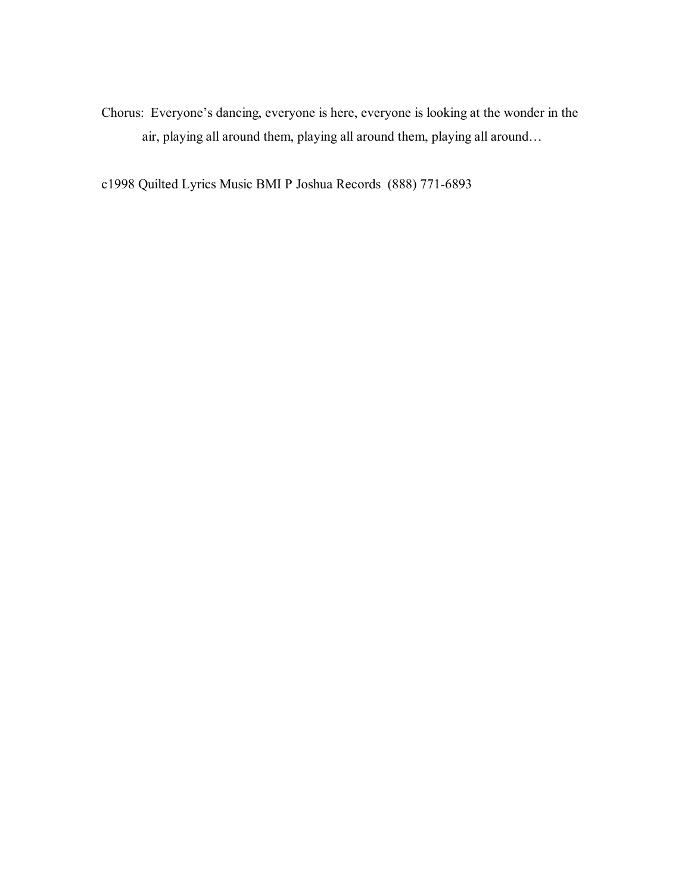Chorus: Everyone's dancing, everyone is here, everyone is looking at the wonder in the air, playing all around them, playing all around them, playing all around…

c1998 Quilted Lyrics Music BMI P Joshua Records (888) 771-6893